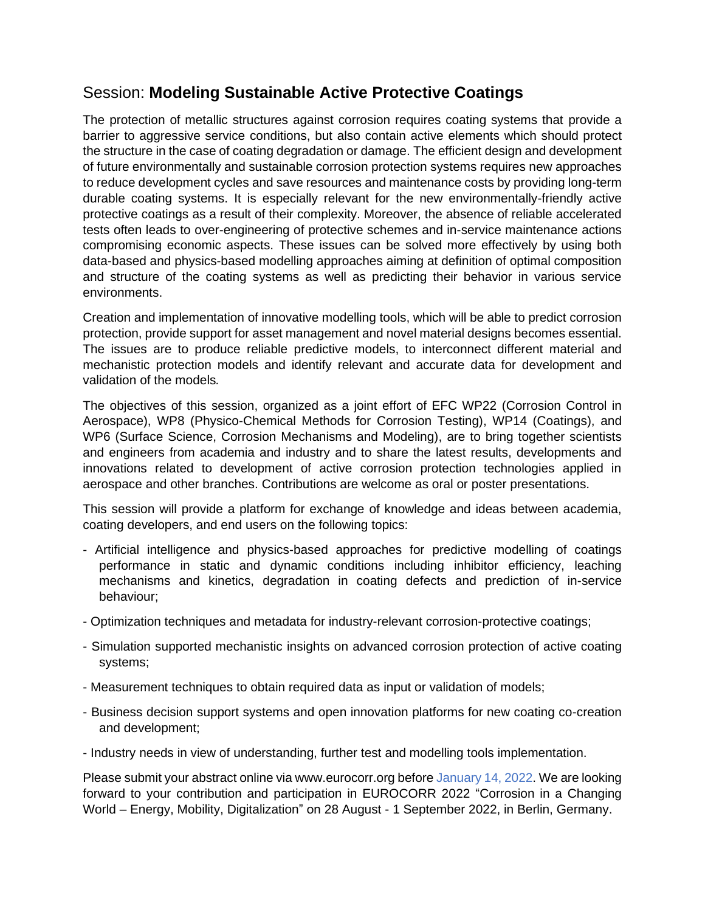## Session: **Modeling Sustainable Active Protective Coatings**

The protection of metallic structures against corrosion requires coating systems that provide a barrier to aggressive service conditions, but also contain active elements which should protect the structure in the case of coating degradation or damage. The efficient design and development of future environmentally and sustainable corrosion protection systems requires new approaches to reduce development cycles and save resources and maintenance costs by providing long-term durable coating systems. It is especially relevant for the new environmentally-friendly active protective coatings as a result of their complexity. Moreover, the absence of reliable accelerated tests often leads to over-engineering of protective schemes and in-service maintenance actions compromising economic aspects. These issues can be solved more effectively by using both data-based and physics-based modelling approaches aiming at definition of optimal composition and structure of the coating systems as well as predicting their behavior in various service environments.

Creation and implementation of innovative modelling tools, which will be able to predict corrosion protection, provide support for asset management and novel material designs becomes essential. The issues are to produce reliable predictive models, to interconnect different material and mechanistic protection models and identify relevant and accurate data for development and validation of the models.

The objectives of this session, organized as a joint effort of EFC WP22 (Corrosion Control in Aerospace), WP8 (Physico-Chemical Methods for Corrosion Testing), WP14 (Coatings), and WP6 (Surface Science, Corrosion Mechanisms and Modeling), are to bring together scientists and engineers from academia and industry and to share the latest results, developments and innovations related to development of active corrosion protection technologies applied in aerospace and other branches. Contributions are welcome as oral or poster presentations.

This session will provide a platform for exchange of knowledge and ideas between academia, coating developers, and end users on the following topics:

- Artificial intelligence and physics-based approaches for predictive modelling of coatings performance in static and dynamic conditions including inhibitor efficiency, leaching mechanisms and kinetics, degradation in coating defects and prediction of in-service behaviour;
- Optimization techniques and metadata for industry-relevant corrosion-protective coatings;
- Simulation supported mechanistic insights on advanced corrosion protection of active coating systems;
- Measurement techniques to obtain required data as input or validation of models;
- Business decision support systems and open innovation platforms for new coating co-creation and development;
- Industry needs in view of understanding, further test and modelling tools implementation.

Please submit your abstract online via www.eurocorr.org before January 14, 2022. We are looking forward to your contribution and participation in EUROCORR 2022 "Corrosion in a Changing World – Energy, Mobility, Digitalization" on 28 August - 1 September 2022, in Berlin, Germany.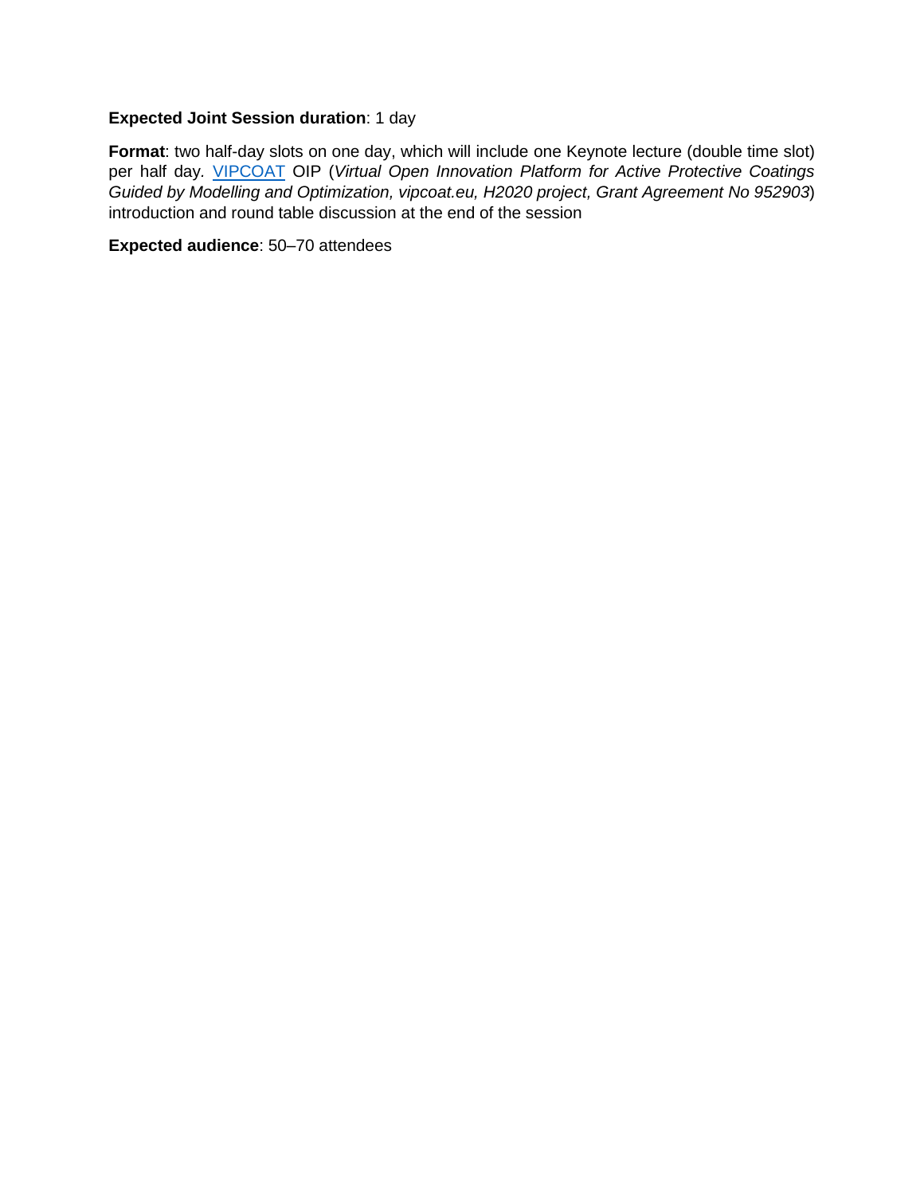**Expected Joint Session duration**: 1 day

**Format**: two half-day slots on one day, which will include one Keynote lecture (double time slot) per half day. VIPCOAT OIP (*Virtual Open Innovation Platform for Active Protective Coatings Guided by Modelling and Optimization, vipcoat.eu, H2020 project, Grant Agreement No 952903*) introduction and round table discussion at the end of the session

**Expected audience**: 50–70 attendees